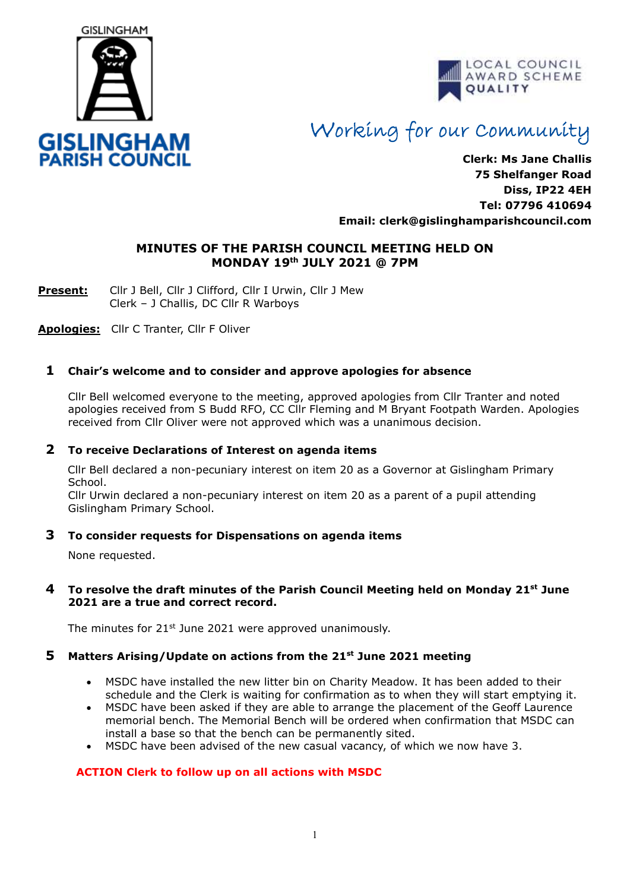GISLINGHAM

**GISLINGHAM PARISH COUNCIL**

LOCAL COUNCIL AWARD SCHEME QUALITY

*Working for our Community*

**Clerk: Ms Jane Challis**
**75 Shelfanger Road**
**Diss, IP22 4EH**
**Tel: 07796 410694**
**Email: clerk@gislinghamparishcouncil.com**

## MINUTES OF THE PARISH COUNCIL MEETING HELD ON MONDAY 19th JULY 2021 @ 7PM

**Present:** Cllr J Bell, Cllr J Clifford, Cllr I Urwin, Cllr J Mew
Clerk – J Challis, DC Cllr R Warboys

**Apologies:** Cllr C Tranter, Cllr F Oliver

### 1 Chair's welcome and to consider and approve apologies for absence

Cllr Bell welcomed everyone to the meeting, approved apologies from Cllr Tranter and noted apologies received from S Budd RFO, CC Cllr Fleming and M Bryant Footpath Warden. Apologies received from Cllr Oliver were not approved which was a unanimous decision.

### 2 To receive Declarations of Interest on agenda items

Cllr Bell declared a non-pecuniary interest on item 20 as a Governor at Gislingham Primary School.
Cllr Urwin declared a non-pecuniary interest on item 20 as a parent of a pupil attending Gislingham Primary School.

### 3 To consider requests for Dispensations on agenda items

None requested.

### 4 To resolve the draft minutes of the Parish Council Meeting held on Monday 21st June 2021 are a true and correct record.

The minutes for 21st June 2021 were approved unanimously.

### 5 Matters Arising/Update on actions from the 21st June 2021 meeting

- MSDC have installed the new litter bin on Charity Meadow. It has been added to their schedule and the Clerk is waiting for confirmation as to when they will start emptying it.
- MSDC have been asked if they are able to arrange the placement of the Geoff Laurence memorial bench. The Memorial Bench will be ordered when confirmation that MSDC can install a base so that the bench can be permanently sited.
- MSDC have been advised of the new casual vacancy, of which we now have 3.

**ACTION Clerk to follow up on all actions with MSDC**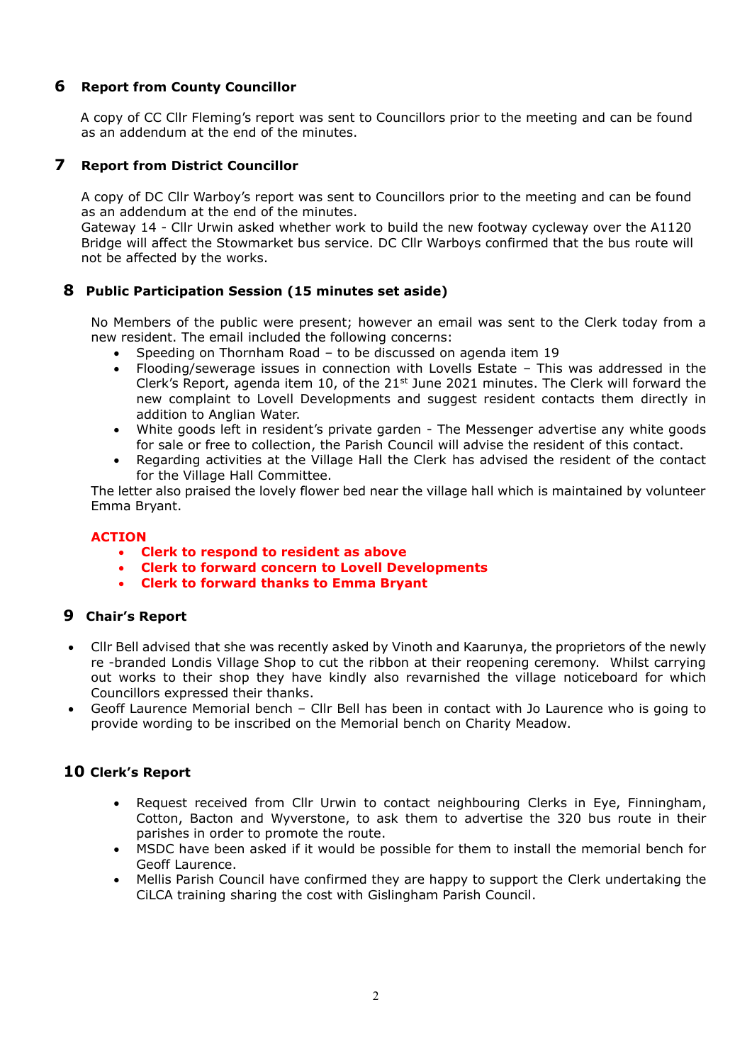## 6 Report from County Councillor

A copy of CC Cllr Fleming's report was sent to Councillors prior to the meeting and can be found as an addendum at the end of the minutes.

## 7 Report from District Councillor

A copy of DC Cllr Warboy's report was sent to Councillors prior to the meeting and can be found as an addendum at the end of the minutes.
Gateway 14 - Cllr Urwin asked whether work to build the new footway cycleway over the A1120 Bridge will affect the Stowmarket bus service. DC Cllr Warboys confirmed that the bus route will not be affected by the works.

## 8 Public Participation Session (15 minutes set aside)

No Members of the public were present; however an email was sent to the Clerk today from a new resident. The email included the following concerns:

- Speeding on Thornham Road – to be discussed on agenda item 19
- Flooding/sewerage issues in connection with Lovells Estate – This was addressed in the Clerk's Report, agenda item 10, of the 21st June 2021 minutes. The Clerk will forward the new complaint to Lovell Developments and suggest resident contacts them directly in addition to Anglian Water.
- White goods left in resident's private garden - The Messenger advertise any white goods for sale or free to collection, the Parish Council will advise the resident of this contact.
- Regarding activities at the Village Hall the Clerk has advised the resident of the contact for the Village Hall Committee.

The letter also praised the lovely flower bed near the village hall which is maintained by volunteer Emma Bryant.

**ACTION**

- **Clerk to respond to resident as above**
- **Clerk to forward concern to Lovell Developments**
- **Clerk to forward thanks to Emma Bryant**

## 9 Chair's Report

- Cllr Bell advised that she was recently asked by Vinoth and Kaarunya, the proprietors of the newly re -branded Londis Village Shop to cut the ribbon at their reopening ceremony. Whilst carrying out works to their shop they have kindly also revarnished the village noticeboard for which Councillors expressed their thanks.
- Geoff Laurence Memorial bench – Cllr Bell has been in contact with Jo Laurence who is going to provide wording to be inscribed on the Memorial bench on Charity Meadow.

## 10 Clerk's Report

- Request received from Cllr Urwin to contact neighbouring Clerks in Eye, Finningham, Cotton, Bacton and Wyverstone, to ask them to advertise the 320 bus route in their parishes in order to promote the route.
- MSDC have been asked if it would be possible for them to install the memorial bench for Geoff Laurence.
- Mellis Parish Council have confirmed they are happy to support the Clerk undertaking the CiLCA training sharing the cost with Gislingham Parish Council.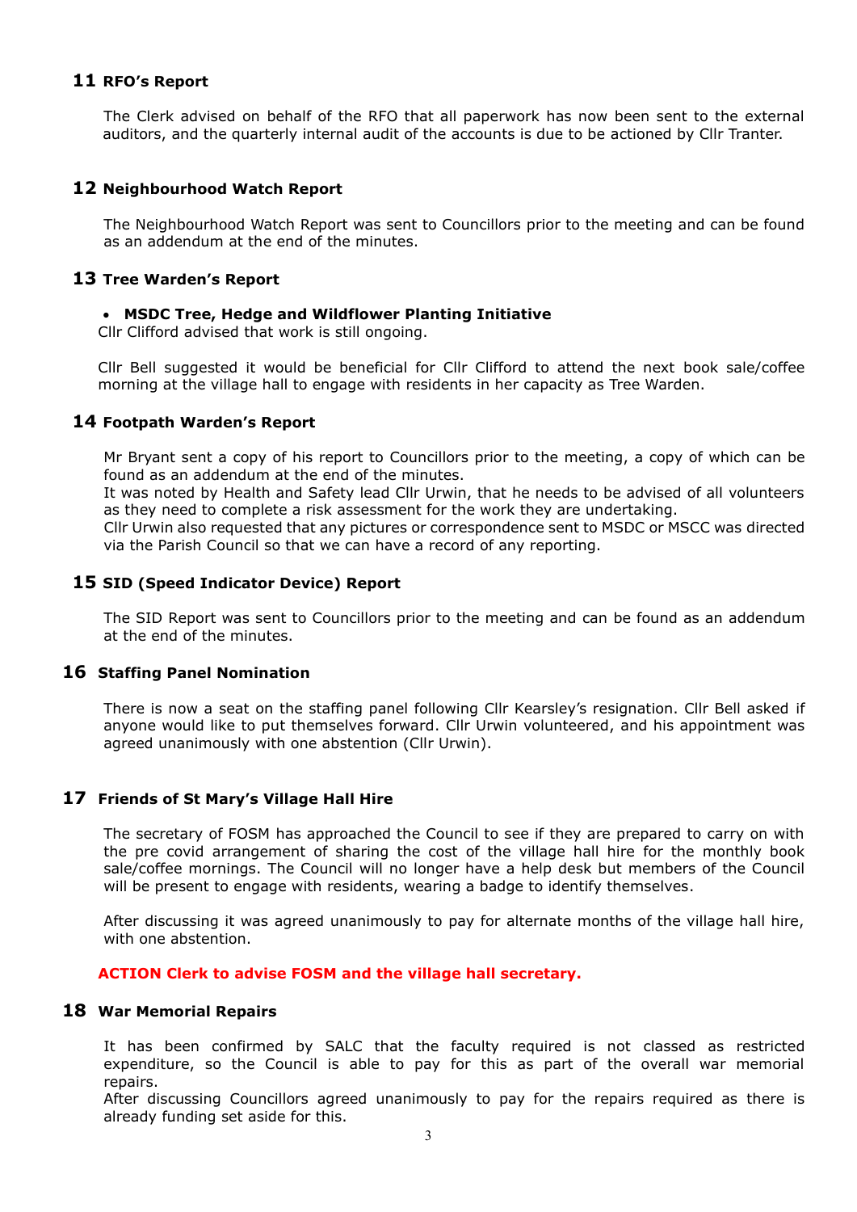## 11 RFO's Report

The Clerk advised on behalf of the RFO that all paperwork has now been sent to the external auditors, and the quarterly internal audit of the accounts is due to be actioned by Cllr Tranter.

## 12 Neighbourhood Watch Report

The Neighbourhood Watch Report was sent to Councillors prior to the meeting and can be found as an addendum at the end of the minutes.

## 13 Tree Warden's Report

- **MSDC Tree, Hedge and Wildflower Planting Initiative**

Cllr Clifford advised that work is still ongoing.

Cllr Bell suggested it would be beneficial for Cllr Clifford to attend the next book sale/coffee morning at the village hall to engage with residents in her capacity as Tree Warden.

## 14 Footpath Warden's Report

Mr Bryant sent a copy of his report to Councillors prior to the meeting, a copy of which can be found as an addendum at the end of the minutes.
It was noted by Health and Safety lead Cllr Urwin, that he needs to be advised of all volunteers as they need to complete a risk assessment for the work they are undertaking.
Cllr Urwin also requested that any pictures or correspondence sent to MSDC or MSCC was directed via the Parish Council so that we can have a record of any reporting.

## 15 SID (Speed Indicator Device) Report

The SID Report was sent to Councillors prior to the meeting and can be found as an addendum at the end of the minutes.

## 16 Staffing Panel Nomination

There is now a seat on the staffing panel following Cllr Kearsley's resignation. Cllr Bell asked if anyone would like to put themselves forward. Cllr Urwin volunteered, and his appointment was agreed unanimously with one abstention (Cllr Urwin).

## 17 Friends of St Mary's Village Hall Hire

The secretary of FOSM has approached the Council to see if they are prepared to carry on with the pre covid arrangement of sharing the cost of the village hall hire for the monthly book sale/coffee mornings. The Council will no longer have a help desk but members of the Council will be present to engage with residents, wearing a badge to identify themselves.

After discussing it was agreed unanimously to pay for alternate months of the village hall hire, with one abstention.

**ACTION Clerk to advise FOSM and the village hall secretary.**

## 18 War Memorial Repairs

It has been confirmed by SALC that the faculty required is not classed as restricted expenditure, so the Council is able to pay for this as part of the overall war memorial repairs.
After discussing Councillors agreed unanimously to pay for the repairs required as there is already funding set aside for this.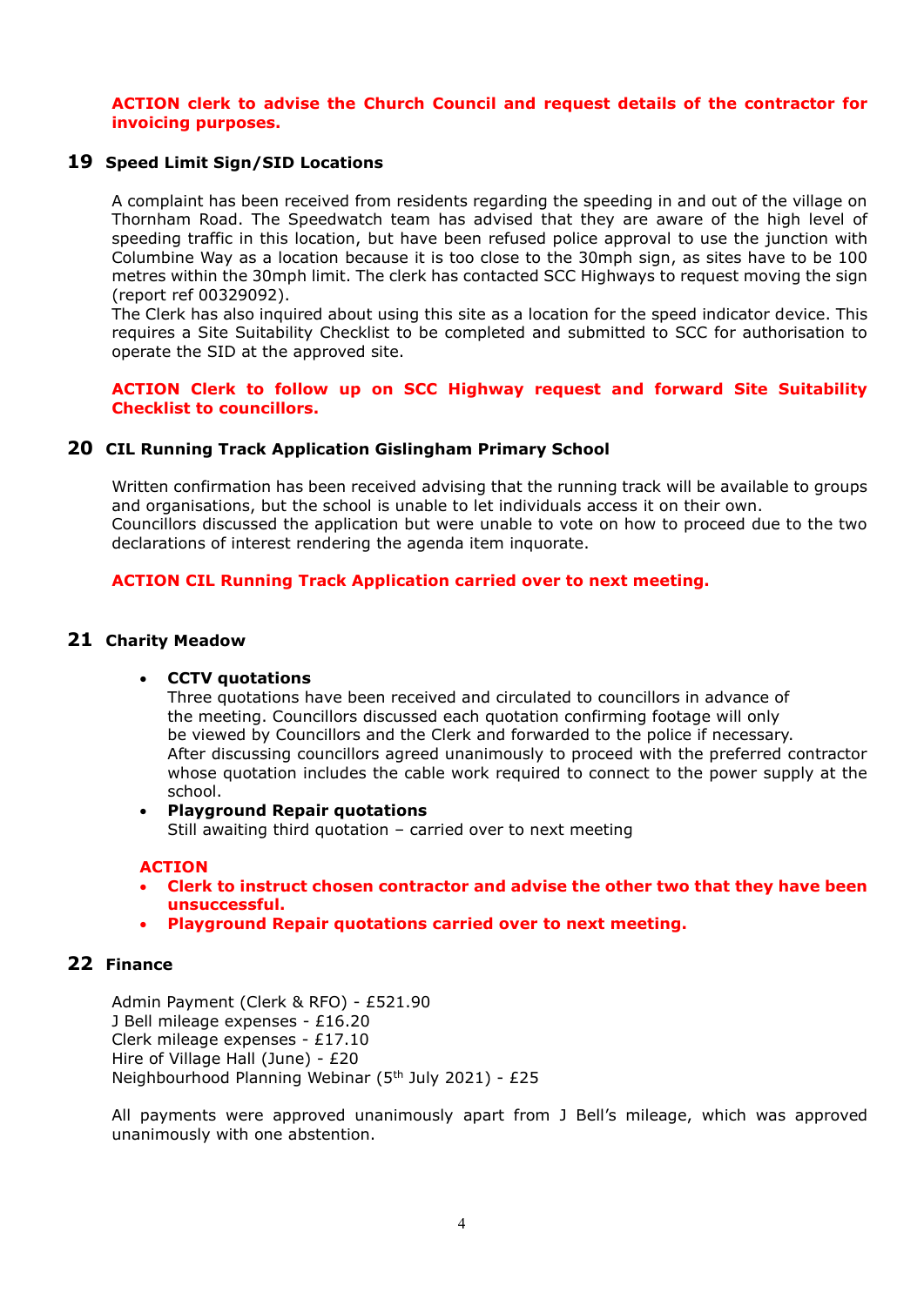**ACTION clerk to advise the Church Council and request details of the contractor for invoicing purposes.**

## 19 Speed Limit Sign/SID Locations

A complaint has been received from residents regarding the speeding in and out of the village on Thornham Road. The Speedwatch team has advised that they are aware of the high level of speeding traffic in this location, but have been refused police approval to use the junction with Columbine Way as a location because it is too close to the 30mph sign, as sites have to be 100 metres within the 30mph limit. The clerk has contacted SCC Highways to request moving the sign (report ref 00329092).

The Clerk has also inquired about using this site as a location for the speed indicator device. This requires a Site Suitability Checklist to be completed and submitted to SCC for authorisation to operate the SID at the approved site.

**ACTION Clerk to follow up on SCC Highway request and forward Site Suitability Checklist to councillors.**

## 20 CIL Running Track Application Gislingham Primary School

Written confirmation has been received advising that the running track will be available to groups and organisations, but the school is unable to let individuals access it on their own.

Councillors discussed the application but were unable to vote on how to proceed due to the two declarations of interest rendering the agenda item inquorate.

**ACTION CIL Running Track Application carried over to next meeting.**

## 21 Charity Meadow

- **CCTV quotations**
  Three quotations have been received and circulated to councillors in advance of the meeting. Councillors discussed each quotation confirming footage will only be viewed by Councillors and the Clerk and forwarded to the police if necessary.
  After discussing councillors agreed unanimously to proceed with the preferred contractor whose quotation includes the cable work required to connect to the power supply at the school.
- **Playground Repair quotations**
  Still awaiting third quotation – carried over to next meeting

**ACTION**

- **Clerk to instruct chosen contractor and advise the other two that they have been unsuccessful.**
- **Playground Repair quotations carried over to next meeting.**

## 22 Finance

Admin Payment (Clerk & RFO) - £521.90
J Bell mileage expenses - £16.20
Clerk mileage expenses - £17.10
Hire of Village Hall (June) - £20
Neighbourhood Planning Webinar (5th July 2021) - £25

All payments were approved unanimously apart from J Bell's mileage, which was approved unanimously with one abstention.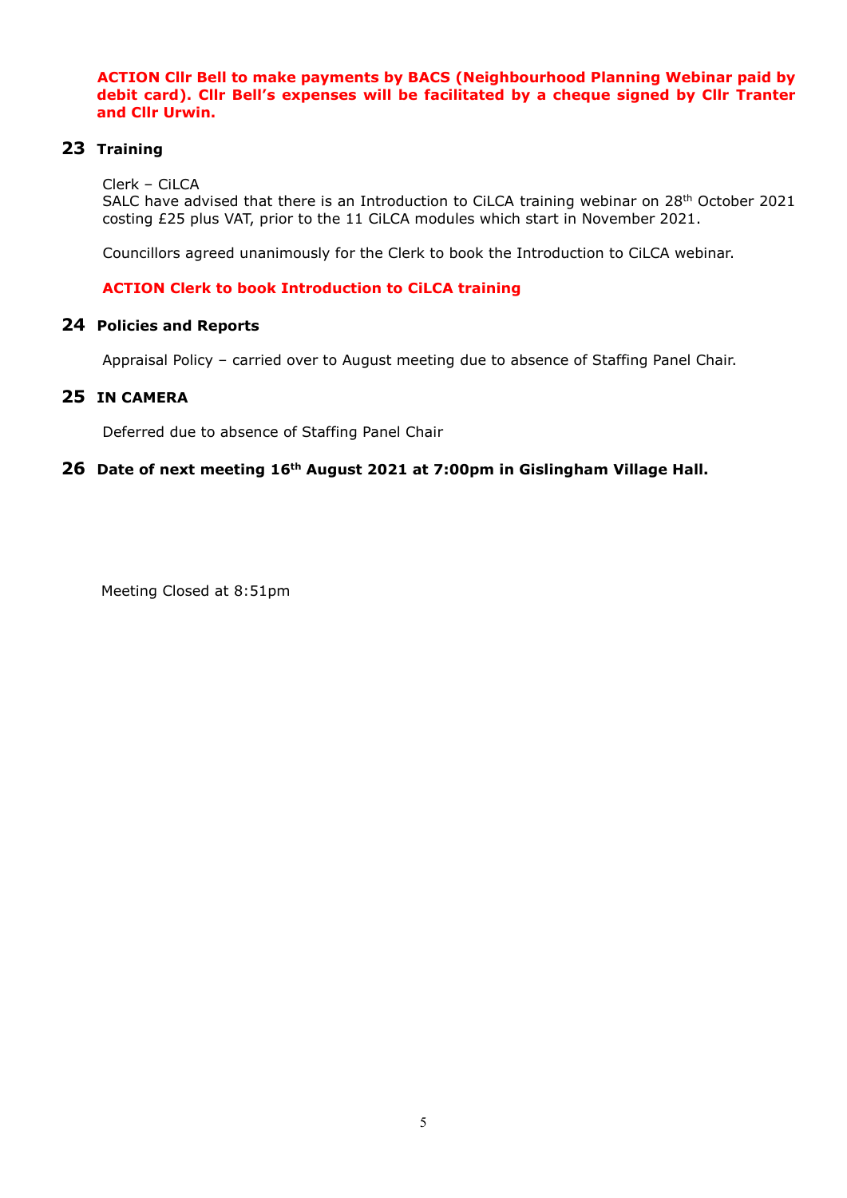**ACTION Cllr Bell to make payments by BACS (Neighbourhood Planning Webinar paid by debit card). Cllr Bell's expenses will be facilitated by a cheque signed by Cllr Tranter and Cllr Urwin.**

## 23 Training

Clerk – CiLCA
SALC have advised that there is an Introduction to CiLCA training webinar on 28th October 2021 costing £25 plus VAT, prior to the 11 CiLCA modules which start in November 2021.

Councillors agreed unanimously for the Clerk to book the Introduction to CiLCA webinar.

**ACTION Clerk to book Introduction to CiLCA training**

## 24 Policies and Reports

Appraisal Policy – carried over to August meeting due to absence of Staffing Panel Chair.

## 25 IN CAMERA

Deferred due to absence of Staffing Panel Chair

## 26 Date of next meeting 16th August 2021 at 7:00pm in Gislingham Village Hall.

Meeting Closed at 8:51pm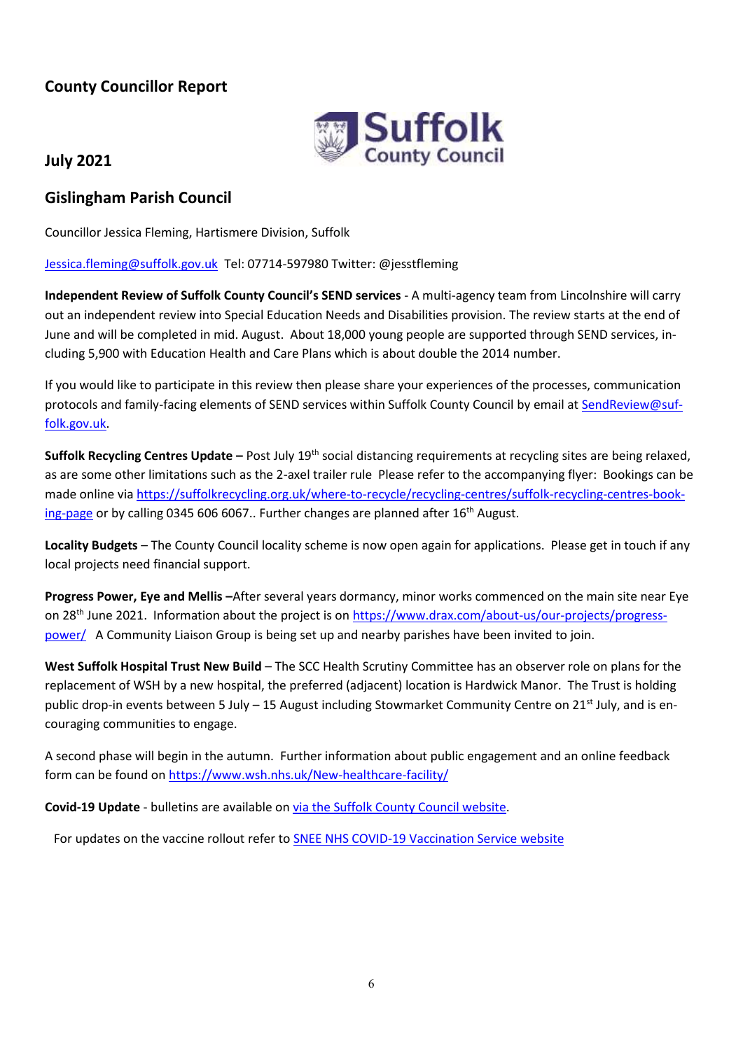## County Councillor Report

## July 2021

## Gislingham Parish Council

Councillor Jessica Fleming, Hartismere Division, Suffolk

Jessica.fleming@suffolk.gov.uk Tel: 07714-597980 Twitter: @jesstfleming

**Independent Review of Suffolk County Council's SEND services** - A multi-agency team from Lincolnshire will carry out an independent review into Special Education Needs and Disabilities provision. The review starts at the end of June and will be completed in mid. August. About 18,000 young people are supported through SEND services, including 5,900 with Education Health and Care Plans which is about double the 2014 number.

If you would like to participate in this review then please share your experiences of the processes, communication protocols and family-facing elements of SEND services within Suffolk County Council by email at SendReview@suffolk.gov.uk.

**Suffolk Recycling Centres Update –** Post July 19th social distancing requirements at recycling sites are being relaxed, as are some other limitations such as the 2-axel trailer rule Please refer to the accompanying flyer: Bookings can be made online via https://suffolkrecycling.org.uk/where-to-recycle/recycling-centres/suffolk-recycling-centres-booking-page or by calling 0345 606 6067.. Further changes are planned after 16th August.

**Locality Budgets** – The County Council locality scheme is now open again for applications. Please get in touch if any local projects need financial support.

**Progress Power, Eye and Mellis –**After several years dormancy, minor works commenced on the main site near Eye on 28th June 2021. Information about the project is on https://www.drax.com/about-us/our-projects/progress-power/ A Community Liaison Group is being set up and nearby parishes have been invited to join.

**West Suffolk Hospital Trust New Build** – The SCC Health Scrutiny Committee has an observer role on plans for the replacement of WSH by a new hospital, the preferred (adjacent) location is Hardwick Manor. The Trust is holding public drop-in events between 5 July – 15 August including Stowmarket Community Centre on 21st July, and is encouraging communities to engage.

A second phase will begin in the autumn. Further information about public engagement and an online feedback form can be found on https://www.wsh.nhs.uk/New-healthcare-facility/

**Covid-19 Update** - bulletins are available on via the Suffolk County Council website.

For updates on the vaccine rollout refer to SNEE NHS COVID-19 Vaccination Service website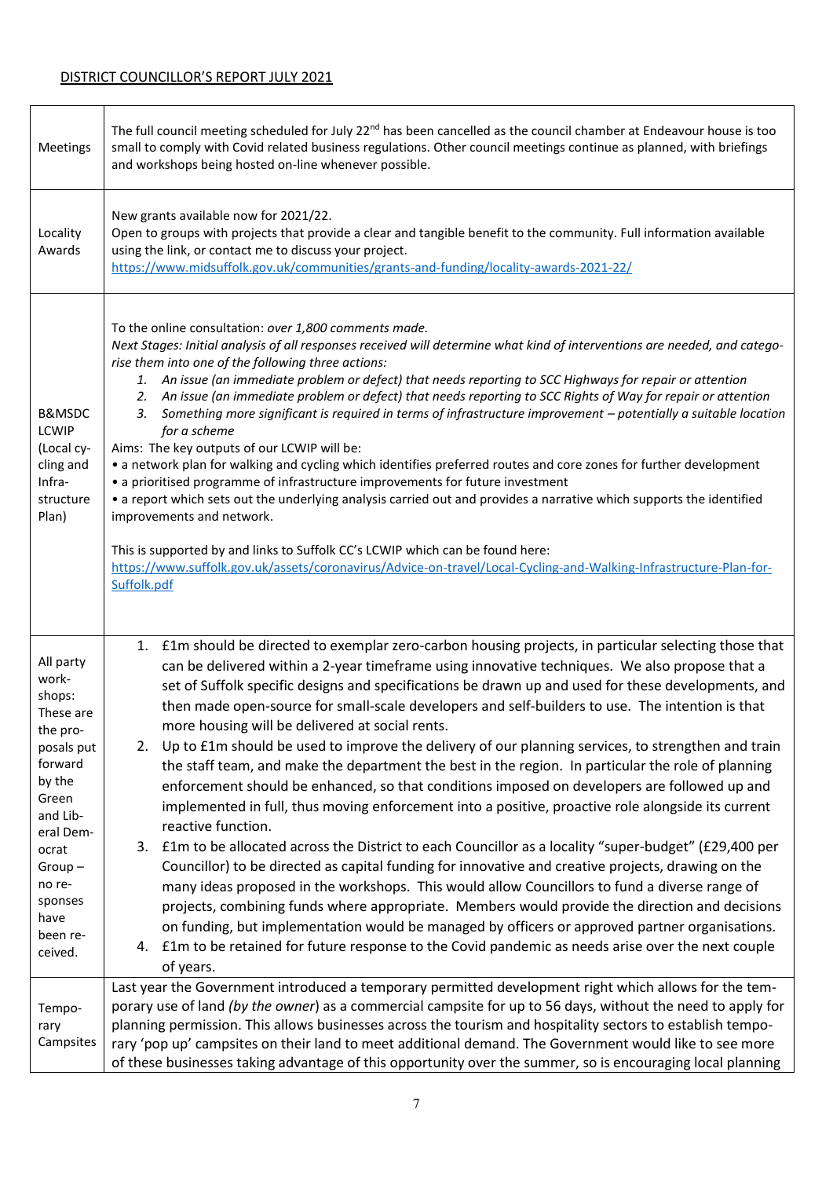<u>DISTRICT COUNCILLOR'S REPORT JULY 2021</u>

| | |
|---|---|
| Meetings | The full council meeting scheduled for July 22nd has been cancelled as the council chamber at Endeavour house is too small to comply with Covid related business regulations. Other council meetings continue as planned, with briefings and workshops being hosted on-line whenever possible. |
| Locality Awards | New grants available now for 2021/22.<br>Open to groups with projects that provide a clear and tangible benefit to the community. Full information available using the link, or contact me to discuss your project.<br>https://www.midsuffolk.gov.uk/communities/grants-and-funding/locality-awards-2021-22/ |
| B&MSDC LCWIP (Local cycling and Infrastructure Plan) | To the online consultation: *over 1,800 comments made.*<br>*Next Stages: Initial analysis of all responses received will determine what kind of interventions are needed, and categorise them into one of the following three actions:*<br>*1. An issue (an immediate problem or defect) that needs reporting to SCC Highways for repair or attention*<br>*2. An issue (an immediate problem or defect) that needs reporting to SCC Rights of Way for repair or attention*<br>*3. Something more significant is required in terms of infrastructure improvement – potentially a suitable location for a scheme*<br>Aims: The key outputs of our LCWIP will be:<br>• a network plan for walking and cycling which identifies preferred routes and core zones for further development<br>• a prioritised programme of infrastructure improvements for future investment<br>• a report which sets out the underlying analysis carried out and provides a narrative which supports the identified improvements and network.<br><br>This is supported by and links to Suffolk CC's LCWIP which can be found here:<br>https://www.suffolk.gov.uk/assets/coronavirus/Advice-on-travel/Local-Cycling-and-Walking-Infrastructure-Plan-for-Suffolk.pdf |
| All party workshops: These are the proposals put forward by the Green and Liberal Democrat Group – no responses have been received. | 1. £1m should be directed to exemplar zero-carbon housing projects, in particular selecting those that can be delivered within a 2-year timeframe using innovative techniques. We also propose that a set of Suffolk specific designs and specifications be drawn up and used for these developments, and then made open-source for small-scale developers and self-builders to use. The intention is that more housing will be delivered at social rents.<br>2. Up to £1m should be used to improve the delivery of our planning services, to strengthen and train the staff team, and make the department the best in the region. In particular the role of planning enforcement should be enhanced, so that conditions imposed on developers are followed up and implemented in full, thus moving enforcement into a positive, proactive role alongside its current reactive function.<br>3. £1m to be allocated across the District to each Councillor as a locality "super-budget" (£29,400 per Councillor) to be directed as capital funding for innovative and creative projects, drawing on the many ideas proposed in the workshops. This would allow Councillors to fund a diverse range of projects, combining funds where appropriate. Members would provide the direction and decisions on funding, but implementation would be managed by officers or approved partner organisations.<br>4. £1m to be retained for future response to the Covid pandemic as needs arise over the next couple of years. |
| Temporary Campsites | Last year the Government introduced a temporary permitted development right which allows for the temporary use of land *(by the owner)* as a commercial campsite for up to 56 days, without the need to apply for planning permission. This allows businesses across the tourism and hospitality sectors to establish temporary 'pop up' campsites on their land to meet additional demand. The Government would like to see more of these businesses taking advantage of this opportunity over the summer, so is encouraging local planning |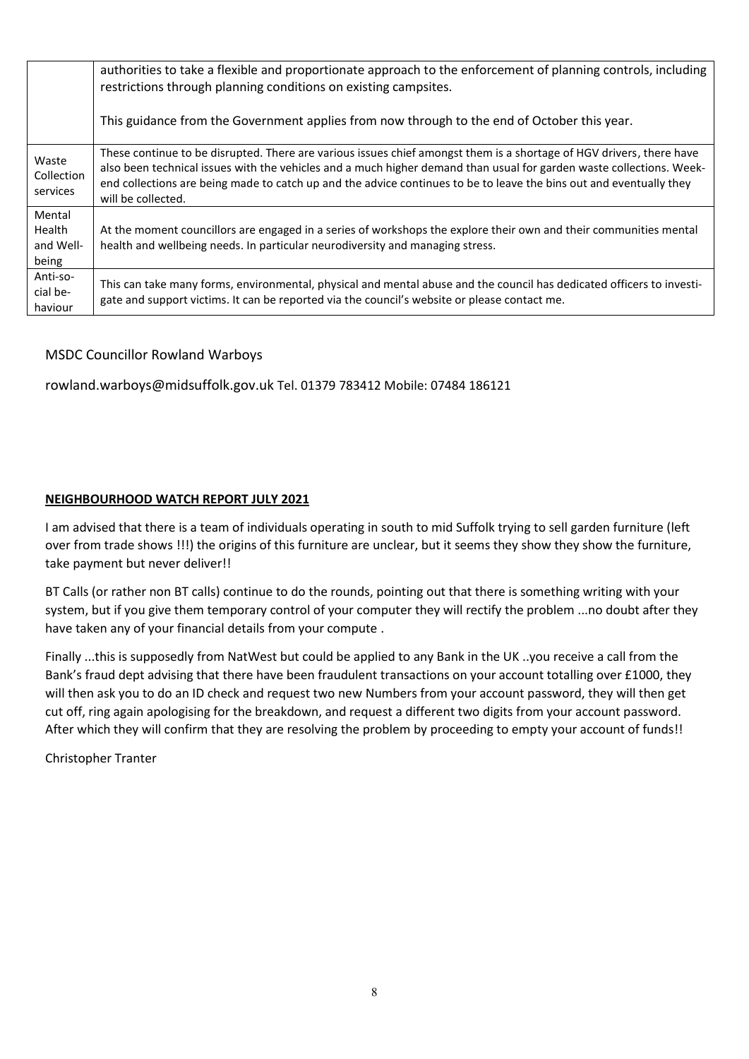| | |
|---|---|
| | authorities to take a flexible and proportionate approach to the enforcement of planning controls, including restrictions through planning conditions on existing campsites.<br><br>This guidance from the Government applies from now through to the end of October this year. |
| Waste Collection services | These continue to be disrupted. There are various issues chief amongst them is a shortage of HGV drivers, there have also been technical issues with the vehicles and a much higher demand than usual for garden waste collections. Weekend collections are being made to catch up and the advice continues to be to leave the bins out and eventually they will be collected. |
| Mental Health and Wellbeing | At the moment councillors are engaged in a series of workshops the explore their own and their communities mental health and wellbeing needs. In particular neurodiversity and managing stress. |
| Anti-social behaviour | This can take many forms, environmental, physical and mental abuse and the council has dedicated officers to investigate and support victims. It can be reported via the council's website or please contact me. |

MSDC Councillor Rowland Warboys

rowland.warboys@midsuffolk.gov.uk Tel. 01379 783412 Mobile: 07484 186121

**NEIGHBOURHOOD WATCH REPORT JULY 2021**

I am advised that there is a team of individuals operating in south to mid Suffolk trying to sell garden furniture (left over from trade shows !!!) the origins of this furniture are unclear, but it seems they show they show the furniture, take payment but never deliver!!

BT Calls (or rather non BT calls) continue to do the rounds, pointing out that there is something writing with your system, but if you give them temporary control of your computer they will rectify the problem ...no doubt after they have taken any of your financial details from your compute .

Finally ...this is supposedly from NatWest but could be applied to any Bank in the UK ..you receive a call from the Bank's fraud dept advising that there have been fraudulent transactions on your account totalling over £1000, they will then ask you to do an ID check and request two new Numbers from your account password, they will then get cut off, ring again apologising for the breakdown, and request a different two digits from your account password. After which they will confirm that they are resolving the problem by proceeding to empty your account of funds!!

Christopher Tranter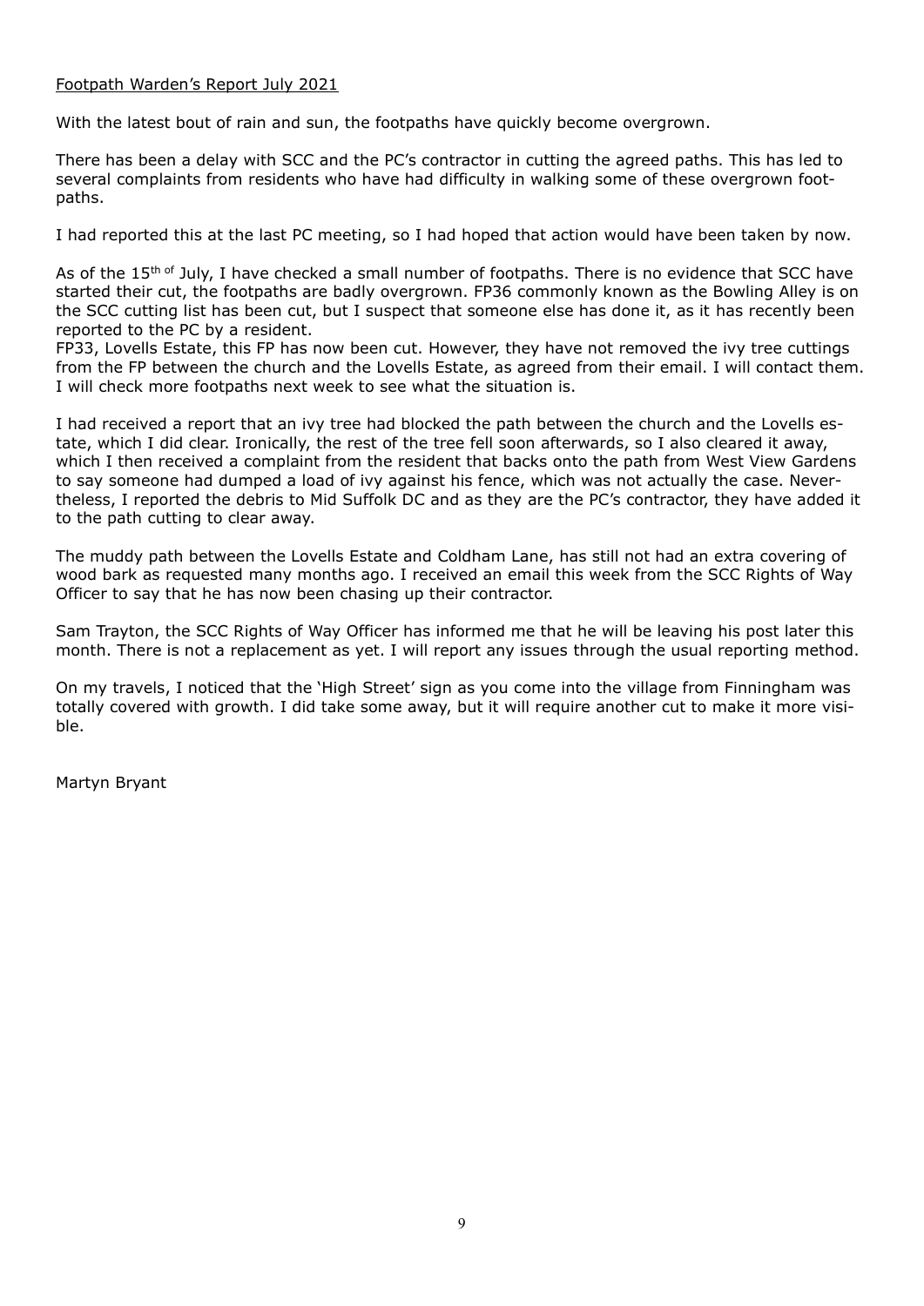Footpath Warden's Report July 2021

With the latest bout of rain and sun, the footpaths have quickly become overgrown.

There has been a delay with SCC and the PC's contractor in cutting the agreed paths. This has led to several complaints from residents who have had difficulty in walking some of these overgrown footpaths.

I had reported this at the last PC meeting, so I had hoped that action would have been taken by now.

As of the 15th of July, I have checked a small number of footpaths. There is no evidence that SCC have started their cut, the footpaths are badly overgrown. FP36 commonly known as the Bowling Alley is on the SCC cutting list has been cut, but I suspect that someone else has done it, as it has recently been reported to the PC by a resident.
FP33, Lovells Estate, this FP has now been cut. However, they have not removed the ivy tree cuttings from the FP between the church and the Lovells Estate, as agreed from their email. I will contact them. I will check more footpaths next week to see what the situation is.

I had received a report that an ivy tree had blocked the path between the church and the Lovells estate, which I did clear. Ironically, the rest of the tree fell soon afterwards, so I also cleared it away, which I then received a complaint from the resident that backs onto the path from West View Gardens to say someone had dumped a load of ivy against his fence, which was not actually the case. Nevertheless, I reported the debris to Mid Suffolk DC and as they are the PC's contractor, they have added it to the path cutting to clear away.

The muddy path between the Lovells Estate and Coldham Lane, has still not had an extra covering of wood bark as requested many months ago. I received an email this week from the SCC Rights of Way Officer to say that he has now been chasing up their contractor.

Sam Trayton, the SCC Rights of Way Officer has informed me that he will be leaving his post later this month. There is not a replacement as yet. I will report any issues through the usual reporting method.

On my travels, I noticed that the 'High Street' sign as you come into the village from Finningham was totally covered with growth. I did take some away, but it will require another cut to make it more visible.

Martyn Bryant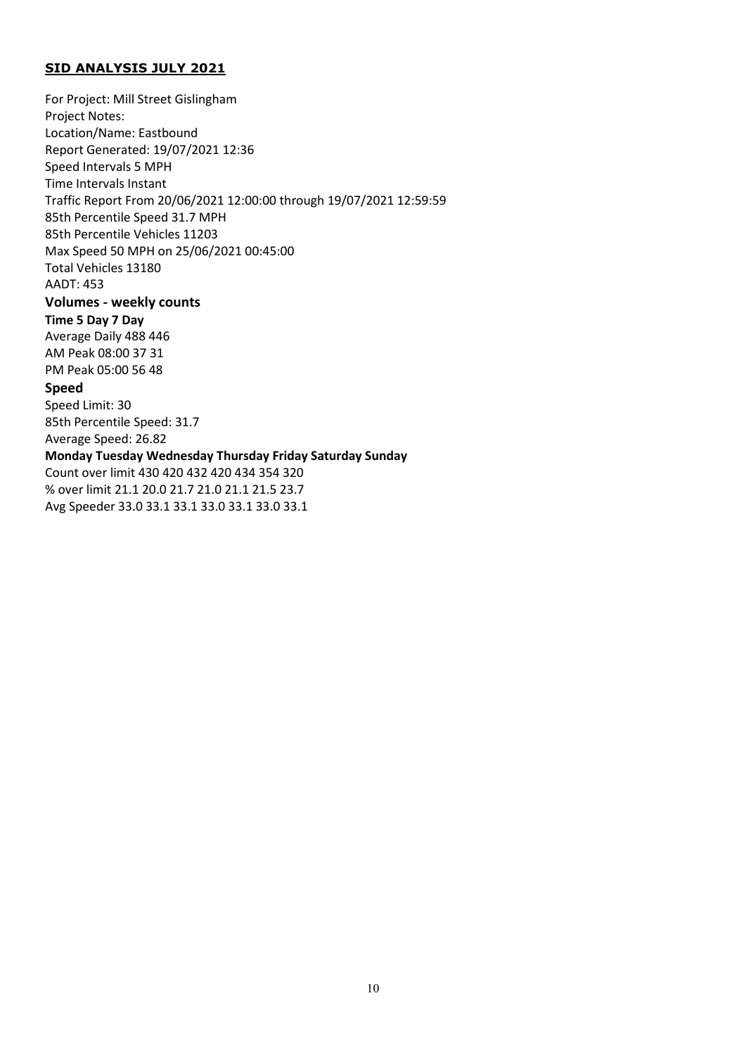## SID ANALYSIS JULY 2021

For Project: Mill Street Gislingham
Project Notes:
Location/Name: Eastbound
Report Generated: 19/07/2021 12:36
Speed Intervals 5 MPH
Time Intervals Instant
Traffic Report From 20/06/2021 12:00:00 through 19/07/2021 12:59:59
85th Percentile Speed 31.7 MPH
85th Percentile Vehicles 11203
Max Speed 50 MPH on 25/06/2021 00:45:00
Total Vehicles 13180
AADT: 453

### Volumes - weekly counts

| Time | | 5 Day | 7 Day |
|---|---|---|---|
| Average Daily | | 488 | 446 |
| AM Peak | 08:00 | 37 | 31 |
| PM Peak | 05:00 | 56 | 48 |

### Speed

Speed Limit: 30
85th Percentile Speed: 31.7
Average Speed: 26.82

| | Monday | Tuesday | Wednesday | Thursday | Friday | Saturday | Sunday |
|---|---|---|---|---|---|---|---|
| Count over limit | 430 | 420 | 432 | 420 | 434 | 354 | 320 |
| % over limit | 21.1 | 20.0 | 21.7 | 21.0 | 21.1 | 21.5 | 23.7 |
| Avg Speeder | 33.0 | 33.1 | 33.1 | 33.0 | 33.1 | 33.0 | 33.1 |